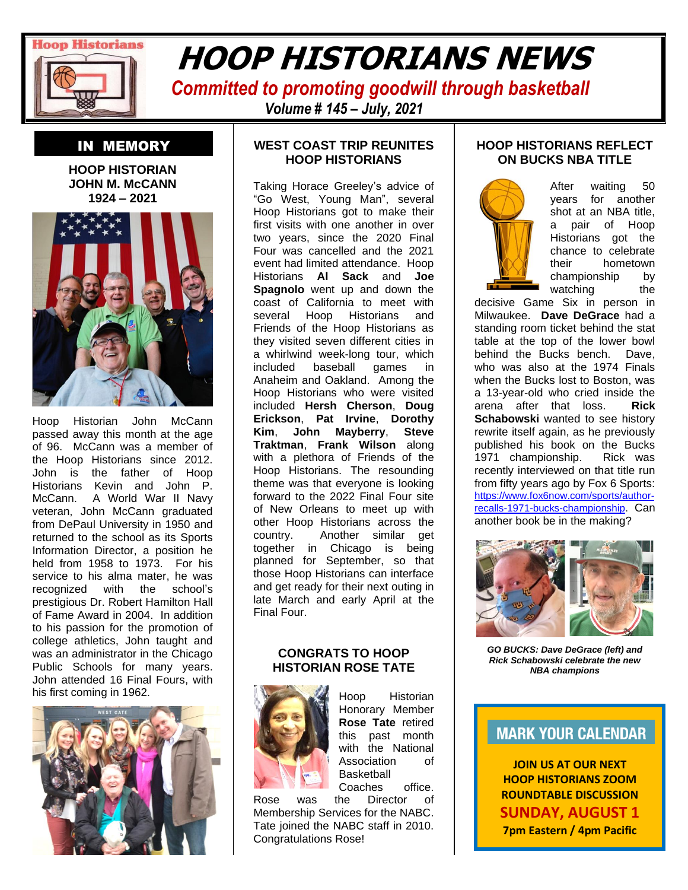# HOOP HISTORIANS NEWS

***Committed to promoting goodwill through basketball***

***Volume # 145 – July, 2021***

## IN MEMORY

### HOOP HISTORIAN JOHN M. McCANN 1924 – 2021

Hoop Historian John McCann passed away this month at the age of 96. McCann was a member of the Hoop Historians since 2012. John is the father of Hoop Historians Kevin and John P. McCann. A World War II Navy veteran, John McCann graduated from DePaul University in 1950 and returned to the school as its Sports Information Director, a position he held from 1958 to 1973. For his service to his alma mater, he was recognized with the school's prestigious Dr. Robert Hamilton Hall of Fame Award in 2004. In addition to his passion for the promotion of college athletics, John taught and was an administrator in the Chicago Public Schools for many years. John attended 16 Final Fours, with his first coming in 1962.

## WEST COAST TRIP REUNITES HOOP HISTORIANS

Taking Horace Greeley's advice of "Go West, Young Man", several Hoop Historians got to make their first visits with one another in over two years, since the 2020 Final Four was cancelled and the 2021 event had limited attendance. Hoop Historians **Al Sack** and **Joe Spagnolo** went up and down the coast of California to meet with several Hoop Historians and Friends of the Hoop Historians as they visited seven different cities in a whirlwind week-long tour, which included baseball games in Anaheim and Oakland. Among the Hoop Historians who were visited included **Hersh Cherson**, **Doug Erickson**, **Pat Irvine**, **Dorothy Kim**, **John Mayberry**, **Steve Traktman**, **Frank Wilson** along with a plethora of Friends of the Hoop Historians. The resounding theme was that everyone is looking forward to the 2022 Final Four site of New Orleans to meet up with other Hoop Historians across the country. Another similar get together in Chicago is being planned for September, so that those Hoop Historians can interface and get ready for their next outing in late March and early April at the Final Four.

## CONGRATS TO HOOP HISTORIAN ROSE TATE

Hoop Historian Honorary Member **Rose Tate** retired this past month with the National Association of Basketball Coaches office. Rose was the Director of Membership Services for the NABC. Tate joined the NABC staff in 2010. Congratulations Rose!

## HOOP HISTORIANS REFLECT ON BUCKS NBA TITLE

After waiting 50 years for another shot at an NBA title, a pair of Hoop Historians got the chance to celebrate their hometown championship by watching the decisive Game Six in person in Milwaukee. **Dave DeGrace** had a standing room ticket behind the stat table at the top of the lower bowl behind the Bucks bench. Dave, who was also at the 1974 Finals when the Bucks lost to Boston, was a 13-year-old who cried inside the arena after that loss. **Rick Schabowski** wanted to see history rewrite itself again, as he previously published his book on the Bucks 1971 championship. Rick was recently interviewed on that title run from fifty years ago by Fox 6 Sports: https://www.fox6now.com/sports/author-recalls-1971-bucks-championship. Can another book be in the making?

***GO BUCKS: Dave DeGrace (left) and Rick Schabowski celebrate the new NBA champions***

## MARK YOUR CALENDAR

**JOIN US AT OUR NEXT HOOP HISTORIANS ZOOM ROUNDTABLE DISCUSSION**

**SUNDAY, AUGUST 1**

**7pm Eastern / 4pm Pacific**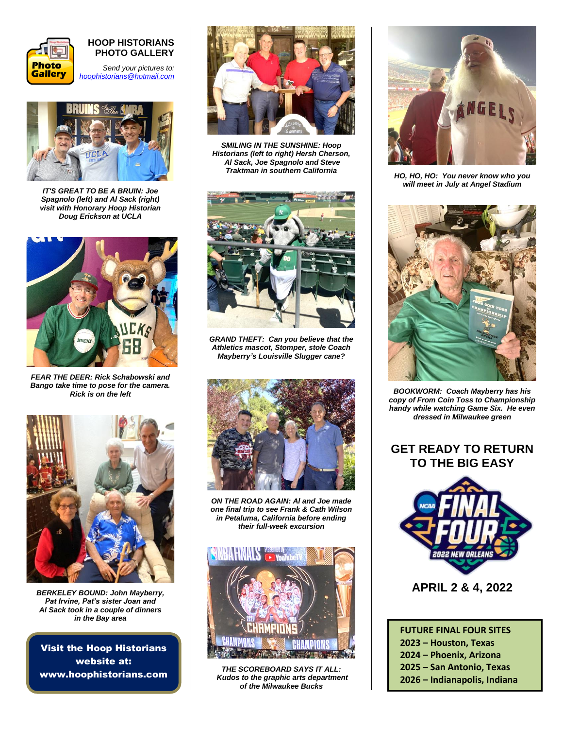## HOOP HISTORIANS PHOTO GALLERY

*Send your pictures to:* *hoophistorians@hotmail.com*

***IT'S GREAT TO BE A BRUIN:** Joe Spagnolo (left) and Al Sack (right) visit with Honorary Hoop Historian Doug Erickson at UCLA*

***FEAR THE DEER:** Rick Schabowski and Bango take time to pose for the camera. Rick is on the left*

***BERKELEY BOUND:** John Mayberry, Pat Irvine, Pat's sister Joan and Al Sack took in a couple of dinners in the Bay area*

**Visit the Hoop Historians website at: www.hoophistorians.com**

***SMILING IN THE SUNSHINE:** Hoop Historians (left to right) Hersh Cherson, Al Sack, Joe Spagnolo and Steve Traktman in southern California*

***GRAND THEFT:** Can you believe that the Athletics mascot, Stomper, stole Coach Mayberry's Louisville Slugger cane?*

***ON THE ROAD AGAIN:** Al and Joe made one final trip to see Frank & Cath Wilson in Petaluma, California before ending their full-week excursion*

***THE SCOREBOARD SAYS IT ALL:** Kudos to the graphic arts department of the Milwaukee Bucks*

***HO, HO, HO:** You never know who you will meet in July at Angel Stadium*

***BOOKWORM:** Coach Mayberry has his copy of From Coin Toss to Championship handy while watching Game Six. He even dressed in Milwaukee green*

## GET READY TO RETURN TO THE BIG EASY

**APRIL 2 & 4, 2022**

**FUTURE FINAL FOUR SITES**
- **2023 – Houston, Texas**
- **2024 – Phoenix, Arizona**
- **2025 – San Antonio, Texas**
- **2026 – Indianapolis, Indiana**